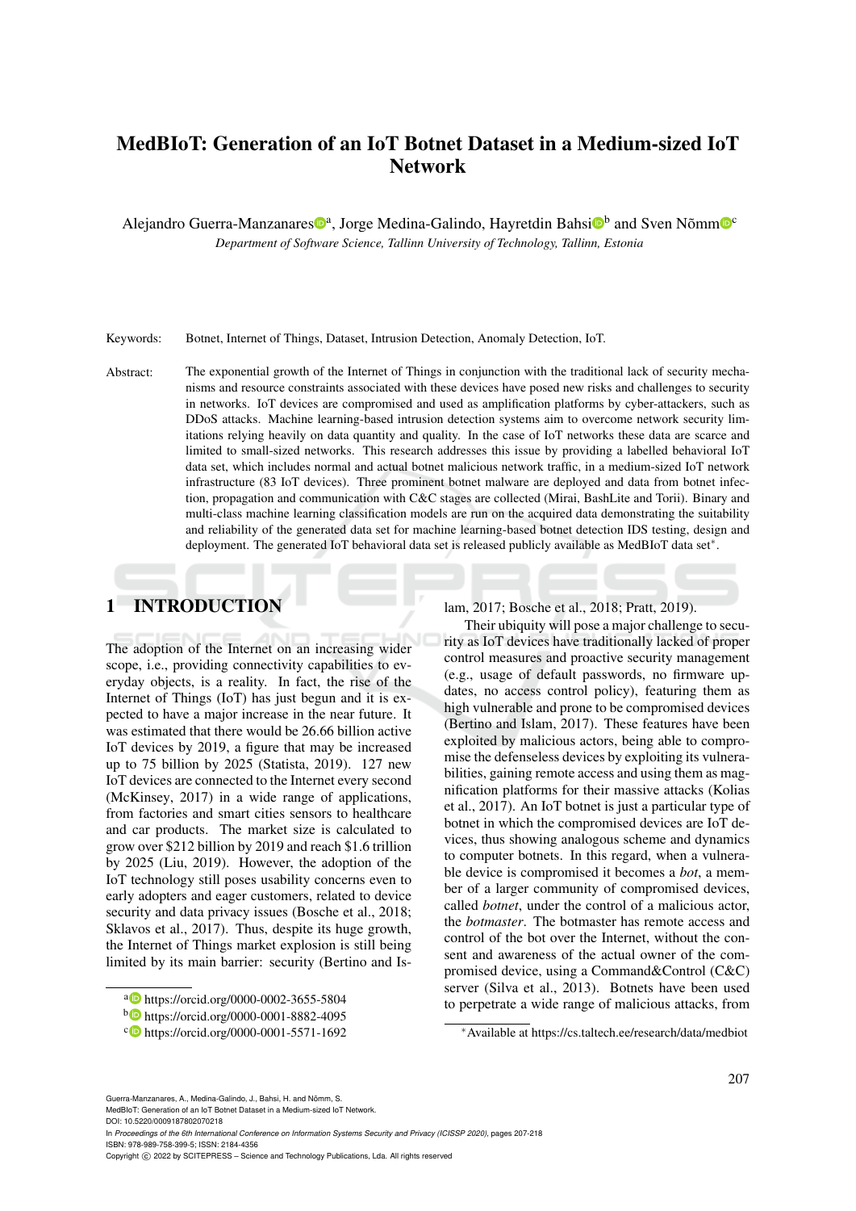# MedBIoT: Generation of an IoT Botnet Dataset in a Medium-sized IoT Network

Alejandro Guerra-Manzanares[a], Jorge Medina-Galindo, Hayretdin Bahsi[b] and Sven Nõmm[c]

*Department of Software Science, Tallinn University of Technology, Tallinn, Estonia*

Keywords: Botnet, Internet of Things, Dataset, Intrusion Detection, Anomaly Detection, IoT.

Abstract: The exponential growth of the Internet of Things in conjunction with the traditional lack of security mechanisms and resource constraints associated with these devices have posed new risks and challenges to security in networks. IoT devices are compromised and used as amplification platforms by cyber-attackers, such as DDoS attacks. Machine learning-based intrusion detection systems aim to overcome network security limitations relying heavily on data quantity and quality. In the case of IoT networks these data are scarce and limited to small-sized networks. This research addresses this issue by providing a labelled behavioral IoT data set, which includes normal and actual botnet malicious network traffic, in a medium-sized IoT network infrastructure (83 IoT devices). Three prominent botnet malware are deployed and data from botnet infection, propagation and communication with C&C stages are collected (Mirai, BashLite and Torii). Binary and multi-class machine learning classification models are run on the acquired data demonstrating the suitability and reliability of the generated data set for machine learning-based botnet detection IDS testing, design and deployment. The generated IoT behavioral data set is released publicly available as MedBIoT data set[*].

## 1 INTRODUCTION

The adoption of the Internet on an increasing wider scope, i.e., providing connectivity capabilities to everyday objects, is a reality. In fact, the rise of the Internet of Things (IoT) has just begun and it is expected to have a major increase in the near future. It was estimated that there would be 26.66 billion active IoT devices by 2019, a figure that may be increased up to 75 billion by 2025 (Statista, 2019). 127 new IoT devices are connected to the Internet every second (McKinsey, 2017) in a wide range of applications, from factories and smart cities sensors to healthcare and car products. The market size is calculated to grow over $212 billion by 2019 and reach $1.6 trillion by 2025 (Liu, 2019). However, the adoption of the IoT technology still poses usability concerns even to early adopters and eager customers, related to device security and data privacy issues (Bosche et al., 2018; Sklavos et al., 2017). Thus, despite its huge growth, the Internet of Things market explosion is still being limited by its main barrier: security (Bertino and Islam, 2017; Bosche et al., 2018; Pratt, 2019).

Their ubiquity will pose a major challenge to security as IoT devices have traditionally lacked of proper control measures and proactive security management (e.g., usage of default passwords, no firmware updates, no access control policy), featuring them as high vulnerable and prone to be compromised devices (Bertino and Islam, 2017). These features have been exploited by malicious actors, being able to compromise the defenseless devices by exploiting its vulnerabilities, gaining remote access and using them as magnification platforms for their massive attacks (Kolias et al., 2017). An IoT botnet is just a particular type of botnet in which the compromised devices are IoT devices, thus showing analogous scheme and dynamics to computer botnets. In this regard, when a vulnerable device is compromised it becomes a *bot*, a member of a larger community of compromised devices, called *botnet*, under the control of a malicious actor, the *botmaster*. The botmaster has remote access and control of the bot over the Internet, without the consent and awareness of the actual owner of the compromised device, using a Command&Control (C&C) server (Silva et al., 2013). Botnets have been used to perpetrate a wide range of malicious attacks, from

[a] https://orcid.org/0000-0002-3655-5804
[b] https://orcid.org/0000-0001-8882-4095
[c] https://orcid.org/0000-0001-5571-1692

[*] Available at https://cs.taltech.ee/research/data/medbiot

Guerra-Manzanares, A., Medina-Galindo, J., Bahsi, H. and Nõmm, S.
MedBIoT: Generation of an IoT Botnet Dataset in a Medium-sized IoT Network.
DOI: 10.5220/0009187802070218
In *Proceedings of the 6th International Conference on Information Systems Security and Privacy (ICISSP 2020)*, pages 207-218
ISBN: 978-989-758-399-5; ISSN: 2184-4356
Copyright © 2022 by SCITEPRESS – Science and Technology Publications, Lda. All rights reserved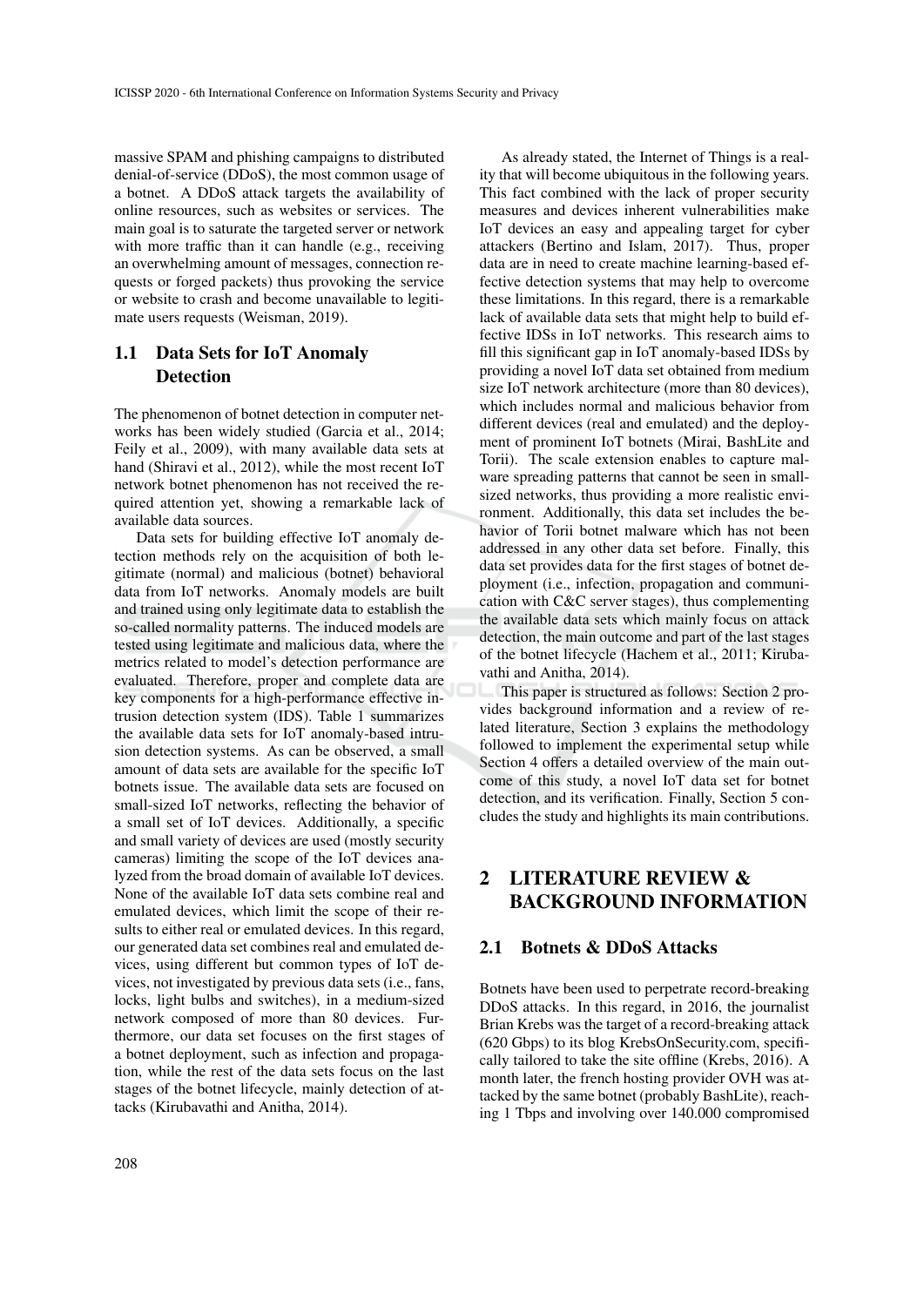massive SPAM and phishing campaigns to distributed denial-of-service (DDoS), the most common usage of a botnet. A DDoS attack targets the availability of online resources, such as websites or services. The main goal is to saturate the targeted server or network with more traffic than it can handle (e.g., receiving an overwhelming amount of messages, connection requests or forged packets) thus provoking the service or website to crash and become unavailable to legitimate users requests (Weisman, 2019).

### 1.1 Data Sets for IoT Anomaly Detection

The phenomenon of botnet detection in computer networks has been widely studied (Garcia et al., 2014; Feily et al., 2009), with many available data sets at hand (Shiravi et al., 2012), while the most recent IoT network botnet phenomenon has not received the required attention yet, showing a remarkable lack of available data sources.

Data sets for building effective IoT anomaly detection methods rely on the acquisition of both legitimate (normal) and malicious (botnet) behavioral data from IoT networks. Anomaly models are built and trained using only legitimate data to establish the so-called normality patterns. The induced models are tested using legitimate and malicious data, where the metrics related to model's detection performance are evaluated. Therefore, proper and complete data are key components for a high-performance effective intrusion detection system (IDS). Table 1 summarizes the available data sets for IoT anomaly-based intrusion detection systems. As can be observed, a small amount of data sets are available for the specific IoT botnets issue. The available data sets are focused on small-sized IoT networks, reflecting the behavior of a small set of IoT devices. Additionally, a specific and small variety of devices are used (mostly security cameras) limiting the scope of the IoT devices analyzed from the broad domain of available IoT devices. None of the available IoT data sets combine real and emulated devices, which limit the scope of their results to either real or emulated devices. In this regard, our generated data set combines real and emulated devices, using different but common types of IoT devices, not investigated by previous data sets (i.e., fans, locks, light bulbs and switches), in a medium-sized network composed of more than 80 devices. Furthermore, our data set focuses on the first stages of a botnet deployment, such as infection and propagation, while the rest of the data sets focus on the last stages of the botnet lifecycle, mainly detection of attacks (Kirubavathi and Anitha, 2014).

As already stated, the Internet of Things is a reality that will become ubiquitous in the following years. This fact combined with the lack of proper security measures and devices inherent vulnerabilities make IoT devices an easy and appealing target for cyber attackers (Bertino and Islam, 2017). Thus, proper data are in need to create machine learning-based effective detection systems that may help to overcome these limitations. In this regard, there is a remarkable lack of available data sets that might help to build effective IDSs in IoT networks. This research aims to fill this significant gap in IoT anomaly-based IDSs by providing a novel IoT data set obtained from medium size IoT network architecture (more than 80 devices), which includes normal and malicious behavior from different devices (real and emulated) and the deployment of prominent IoT botnets (Mirai, BashLite and Torii). The scale extension enables to capture malware spreading patterns that cannot be seen in small-sized networks, thus providing a more realistic environment. Additionally, this data set includes the behavior of Torii botnet malware which has not been addressed in any other data set before. Finally, this data set provides data for the first stages of botnet deployment (i.e., infection, propagation and communication with C&C server stages), thus complementing the available data sets which mainly focus on attack detection, the main outcome and part of the last stages of the botnet lifecycle (Hachem et al., 2011; Kirubavathi and Anitha, 2014).

This paper is structured as follows: Section 2 provides background information and a review of related literature, Section 3 explains the methodology followed to implement the experimental setup while Section 4 offers a detailed overview of the main outcome of this study, a novel IoT data set for botnet detection, and its verification. Finally, Section 5 concludes the study and highlights its main contributions.

## 2 LITERATURE REVIEW & BACKGROUND INFORMATION

### 2.1 Botnets & DDoS Attacks

Botnets have been used to perpetrate record-breaking DDoS attacks. In this regard, in 2016, the journalist Brian Krebs was the target of a record-breaking attack (620 Gbps) to its blog KrebsOnSecurity.com, specifically tailored to take the site offline (Krebs, 2016). A month later, the french hosting provider OVH was attacked by the same botnet (probably BashLite), reaching 1 Tbps and involving over 140.000 compromised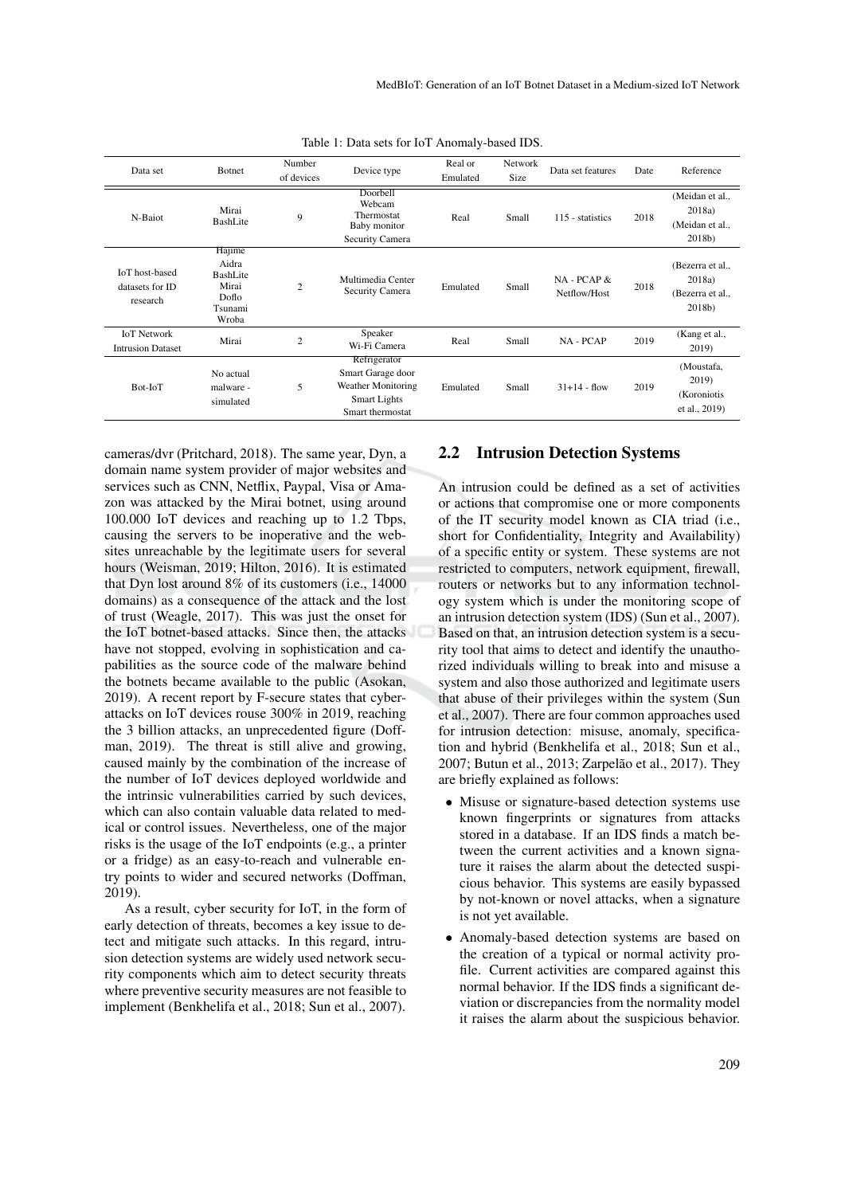Table 1: Data sets for IoT Anomaly-based IDS.

| Data set | Botnet | Number of devices | Device type | Real or Emulated | Network Size | Data set features | Date | Reference |
|---|---|---|---|---|---|---|---|---|
| N-Baiot | Mirai BashLite | 9 | Doorbell Webcam Thermostat Baby monitor Security Camera | Real | Small | 115 - statistics | 2018 | (Meidan et al., 2018a) (Meidan et al., 2018b) |
| IoT host-based datasets for ID research | Hajime Aidra BashLite Mirai Doflo Tsunami Wroba | 2 | Multimedia Center Security Camera | Emulated | Small | NA - PCAP & Netflow/Host | 2018 | (Bezerra et al., 2018a) (Bezerra et al., 2018b) |
| IoT Network Intrusion Dataset | Mirai | 2 | Speaker Wi-Fi Camera | Real | Small | NA - PCAP | 2019 | (Kang et al., 2019) |
| Bot-IoT | No actual malware - simulated | 5 | Refrigerator Smart Garage door Weather Monitoring Smart Lights Smart thermostat | Emulated | Small | 31+14 - flow | 2019 | (Moustafa, 2019) (Koroniotis et al., 2019) |

cameras/dvr (Pritchard, 2018). The same year, Dyn, a domain name system provider of major websites and services such as CNN, Netflix, Paypal, Visa or Amazon was attacked by the Mirai botnet, using around 100.000 IoT devices and reaching up to 1.2 Tbps, causing the servers to be inoperative and the websites unreachable by the legitimate users for several hours (Weisman, 2019; Hilton, 2016). It is estimated that Dyn lost around 8% of its customers (i.e., 14000 domains) as a consequence of the attack and the lost of trust (Weagle, 2017). This was just the onset for the IoT botnet-based attacks. Since then, the attacks have not stopped, evolving in sophistication and capabilities as the source code of the malware behind the botnets became available to the public (Asokan, 2019). A recent report by F-secure states that cyber-attacks on IoT devices rouse 300% in 2019, reaching the 3 billion attacks, an unprecedented figure (Doffman, 2019). The threat is still alive and growing, caused mainly by the combination of the increase of the number of IoT devices deployed worldwide and the intrinsic vulnerabilities carried by such devices, which can also contain valuable data related to medical or control issues. Nevertheless, one of the major risks is the usage of the IoT endpoints (e.g., a printer or a fridge) as an easy-to-reach and vulnerable entry points to wider and secured networks (Doffman, 2019).

As a result, cyber security for IoT, in the form of early detection of threats, becomes a key issue to detect and mitigate such attacks. In this regard, intrusion detection systems are widely used network security components which aim to detect security threats where preventive security measures are not feasible to implement (Benkhelifa et al., 2018; Sun et al., 2007).

## 2.2 Intrusion Detection Systems

An intrusion could be defined as a set of activities or actions that compromise one or more components of the IT security model known as CIA triad (i.e., short for Confidentiality, Integrity and Availability) of a specific entity or system. These systems are not restricted to computers, network equipment, firewall, routers or networks but to any information technology system which is under the monitoring scope of an intrusion detection system (IDS) (Sun et al., 2007). Based on that, an intrusion detection system is a security tool that aims to detect and identify the unauthorized individuals willing to break into and misuse a system and also those authorized and legitimate users that abuse of their privileges within the system (Sun et al., 2007). There are four common approaches used for intrusion detection: misuse, anomaly, specification and hybrid (Benkhelifa et al., 2018; Sun et al., 2007; Butun et al., 2013; Zarpelão et al., 2017). They are briefly explained as follows:

- Misuse or signature-based detection systems use known fingerprints or signatures from attacks stored in a database. If an IDS finds a match between the current activities and a known signature it raises the alarm about the detected suspicious behavior. This systems are easily bypassed by not-known or novel attacks, when a signature is not yet available.
- Anomaly-based detection systems are based on the creation of a typical or normal activity profile. Current activities are compared against this normal behavior. If the IDS finds a significant deviation or discrepancies from the normality model it raises the alarm about the suspicious behavior.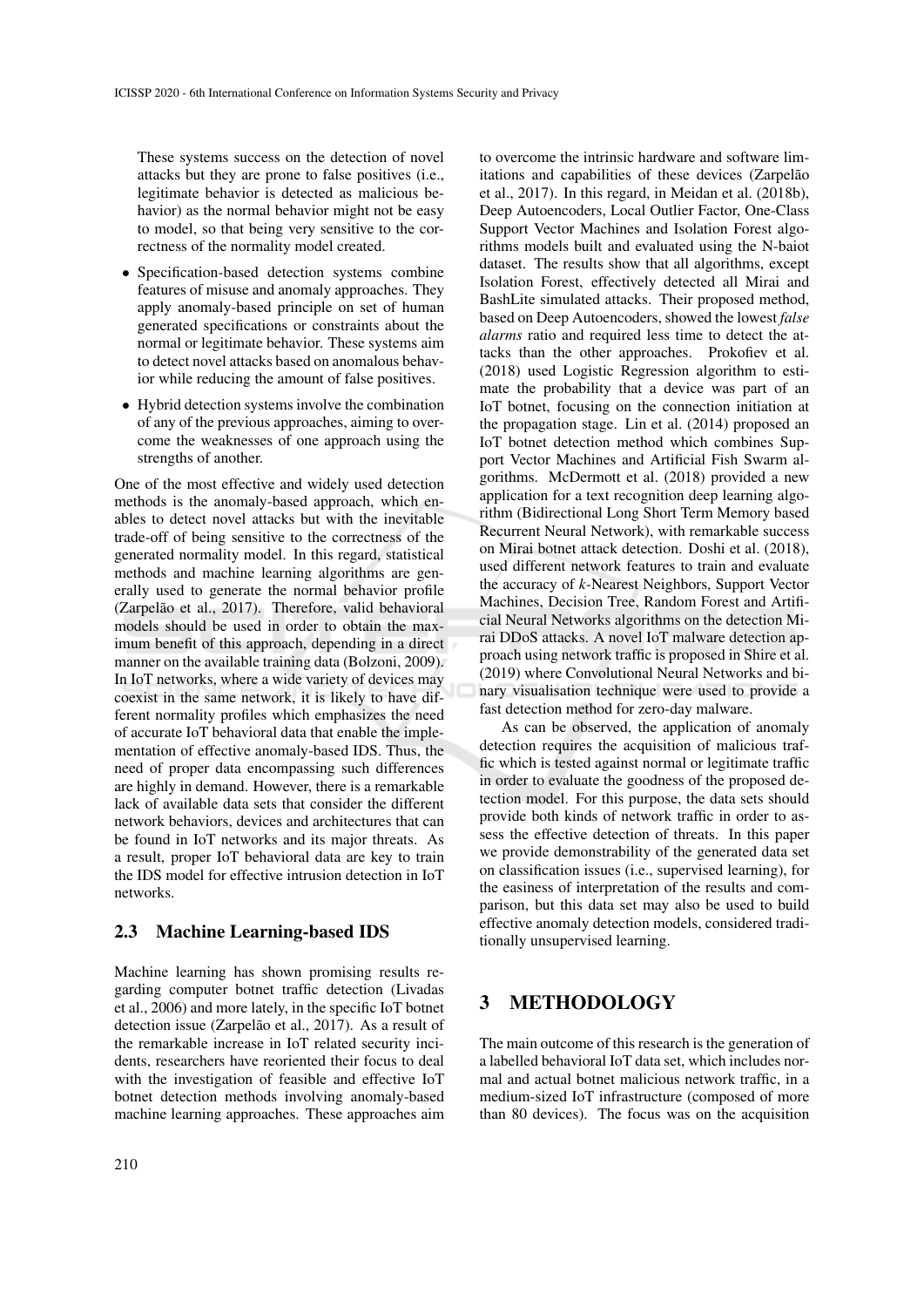These systems success on the detection of novel attacks but they are prone to false positives (i.e., legitimate behavior is detected as malicious behavior) as the normal behavior might not be easy to model, so that being very sensitive to the correctness of the normality model created.

- Specification-based detection systems combine features of misuse and anomaly approaches. They apply anomaly-based principle on set of human generated specifications or constraints about the normal or legitimate behavior. These systems aim to detect novel attacks based on anomalous behavior while reducing the amount of false positives.
- Hybrid detection systems involve the combination of any of the previous approaches, aiming to overcome the weaknesses of one approach using the strengths of another.

One of the most effective and widely used detection methods is the anomaly-based approach, which enables to detect novel attacks but with the inevitable trade-off of being sensitive to the correctness of the generated normality model. In this regard, statistical methods and machine learning algorithms are generally used to generate the normal behavior profile (Zarpelão et al., 2017). Therefore, valid behavioral models should be used in order to obtain the maximum benefit of this approach, depending in a direct manner on the available training data (Bolzoni, 2009). In IoT networks, where a wide variety of devices may coexist in the same network, it is likely to have different normality profiles which emphasizes the need of accurate IoT behavioral data that enable the implementation of effective anomaly-based IDS. Thus, the need of proper data encompassing such differences are highly in demand. However, there is a remarkable lack of available data sets that consider the different network behaviors, devices and architectures that can be found in IoT networks and its major threats. As a result, proper IoT behavioral data are key to train the IDS model for effective intrusion detection in IoT networks.

### 2.3 Machine Learning-based IDS

Machine learning has shown promising results regarding computer botnet traffic detection (Livadas et al., 2006) and more lately, in the specific IoT botnet detection issue (Zarpelão et al., 2017). As a result of the remarkable increase in IoT related security incidents, researchers have reoriented their focus to deal with the investigation of feasible and effective IoT botnet detection methods involving anomaly-based machine learning approaches. These approaches aim to overcome the intrinsic hardware and software limitations and capabilities of these devices (Zarpelão et al., 2017). In this regard, in Meidan et al. (2018b), Deep Autoencoders, Local Outlier Factor, One-Class Support Vector Machines and Isolation Forest algorithms models built and evaluated using the N-baiot dataset. The results show that all algorithms, except Isolation Forest, effectively detected all Mirai and BashLite simulated attacks. Their proposed method, based on Deep Autoencoders, showed the lowest *false alarms* ratio and required less time to detect the attacks than the other approaches. Prokofiev et al. (2018) used Logistic Regression algorithm to estimate the probability that a device was part of an IoT botnet, focusing on the connection initiation at the propagation stage. Lin et al. (2014) proposed an IoT botnet detection method which combines Support Vector Machines and Artificial Fish Swarm algorithms. McDermott et al. (2018) provided a new application for a text recognition deep learning algorithm (Bidirectional Long Short Term Memory based Recurrent Neural Network), with remarkable success on Mirai botnet attack detection. Doshi et al. (2018), used different network features to train and evaluate the accuracy of $k$-Nearest Neighbors, Support Vector Machines, Decision Tree, Random Forest and Artificial Neural Networks algorithms on the detection Mirai DDoS attacks. A novel IoT malware detection approach using network traffic is proposed in Shire et al. (2019) where Convolutional Neural Networks and binary visualisation technique were used to provide a fast detection method for zero-day malware.

As can be observed, the application of anomaly detection requires the acquisition of malicious traffic which is tested against normal or legitimate traffic in order to evaluate the goodness of the proposed detection model. For this purpose, the data sets should provide both kinds of network traffic in order to assess the effective detection of threats. In this paper we provide demonstrability of the generated data set on classification issues (i.e., supervised learning), for the easiness of interpretation of the results and comparison, but this data set may also be used to build effective anomaly detection models, considered traditionally unsupervised learning.

## 3 METHODOLOGY

The main outcome of this research is the generation of a labelled behavioral IoT data set, which includes normal and actual botnet malicious network traffic, in a medium-sized IoT infrastructure (composed of more than 80 devices). The focus was on the acquisition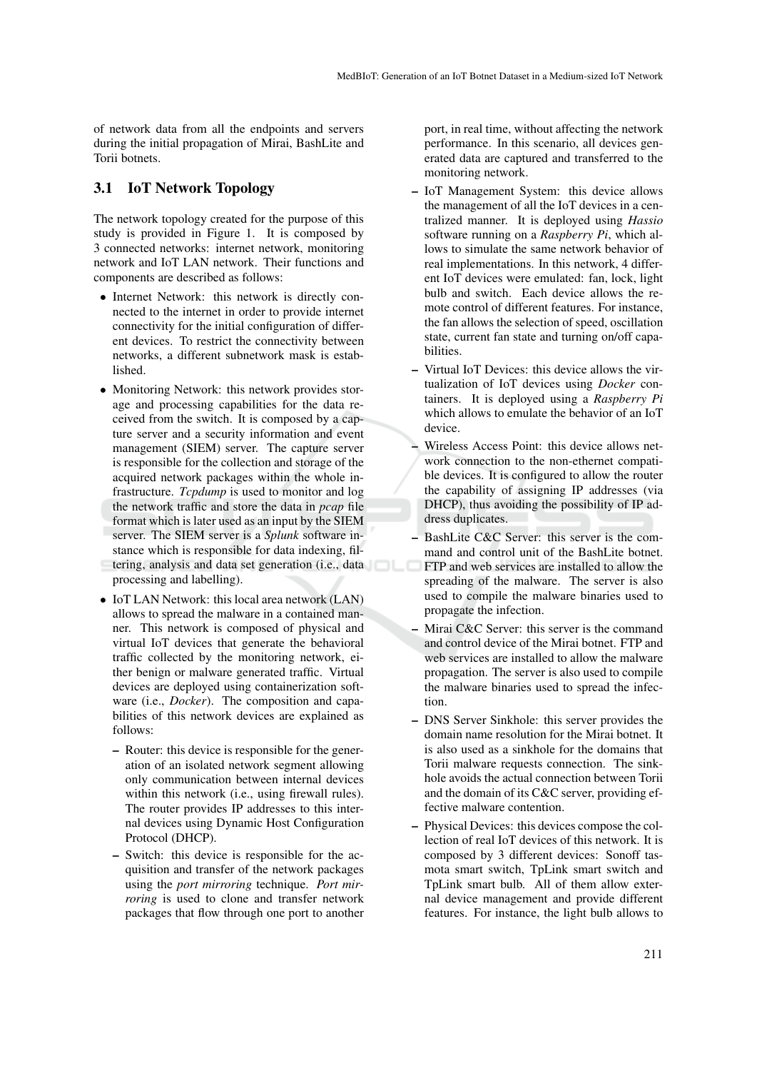of network data from all the endpoints and servers during the initial propagation of Mirai, BashLite and Torii botnets.

### 3.1 IoT Network Topology

The network topology created for the purpose of this study is provided in Figure 1. It is composed by 3 connected networks: internet network, monitoring network and IoT LAN network. Their functions and components are described as follows:

- Internet Network: this network is directly connected to the internet in order to provide internet connectivity for the initial configuration of different devices. To restrict the connectivity between networks, a different subnetwork mask is established.
- Monitoring Network: this network provides storage and processing capabilities for the data received from the switch. It is composed by a capture server and a security information and event management (SIEM) server. The capture server is responsible for the collection and storage of the acquired network packages within the whole infrastructure. *Tcpdump* is used to monitor and log the network traffic and store the data in *pcap* file format which is later used as an input by the SIEM server. The SIEM server is a *Splunk* software instance which is responsible for data indexing, filtering, analysis and data set generation (i.e., data processing and labelling).
- IoT LAN Network: this local area network (LAN) allows to spread the malware in a contained manner. This network is composed of physical and virtual IoT devices that generate the behavioral traffic collected by the monitoring network, either benign or malware generated traffic. Virtual devices are deployed using containerization software (i.e., *Docker*). The composition and capabilities of this network devices are explained as follows:
  - Router: this device is responsible for the generation of an isolated network segment allowing only communication between internal devices within this network (i.e., using firewall rules). The router provides IP addresses to this internal devices using Dynamic Host Configuration Protocol (DHCP).
  - Switch: this device is responsible for the acquisition and transfer of the network packages using the *port mirroring* technique. *Port mirroring* is used to clone and transfer network packages that flow through one port to another port, in real time, without affecting the network performance. In this scenario, all devices generated data are captured and transferred to the monitoring network.
  - IoT Management System: this device allows the management of all the IoT devices in a centralized manner. It is deployed using *Hassio* software running on a *Raspberry Pi*, which allows to simulate the same network behavior of real implementations. In this network, 4 different IoT devices were emulated: fan, lock, light bulb and switch. Each device allows the remote control of different features. For instance, the fan allows the selection of speed, oscillation state, current fan state and turning on/off capabilities.
  - Virtual IoT Devices: this device allows the virtualization of IoT devices using *Docker* containers. It is deployed using a *Raspberry Pi* which allows to emulate the behavior of an IoT device.
  - Wireless Access Point: this device allows network connection to the non-ethernet compatible devices. It is configured to allow the router the capability of assigning IP addresses (via DHCP), thus avoiding the possibility of IP address duplicates.
  - BashLite C&C Server: this server is the command and control unit of the BashLite botnet. FTP and web services are installed to allow the spreading of the malware. The server is also used to compile the malware binaries used to propagate the infection.
  - Mirai C&C Server: this server is the command and control device of the Mirai botnet. FTP and web services are installed to allow the malware propagation. The server is also used to compile the malware binaries used to spread the infection.
  - DNS Server Sinkhole: this server provides the domain name resolution for the Mirai botnet. It is also used as a sinkhole for the domains that Torii malware requests connection. The sinkhole avoids the actual connection between Torii and the domain of its C&C server, providing effective malware contention.
  - Physical Devices: this devices compose the collection of real IoT devices of this network. It is composed by 3 different devices: Sonoff tasmota smart switch, TpLink smart switch and TpLink smart bulb. All of them allow external device management and provide different features. For instance, the light bulb allows to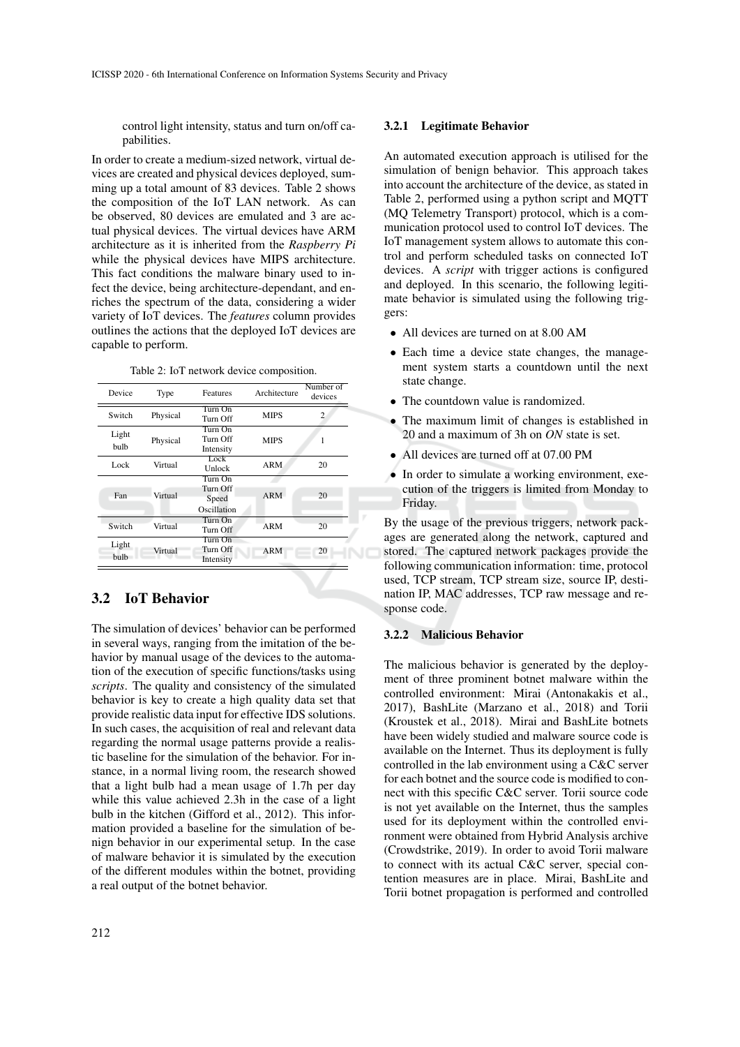control light intensity, status and turn on/off capabilities.

In order to create a medium-sized network, virtual devices are created and physical devices deployed, summing up a total amount of 83 devices. Table 2 shows the composition of the IoT LAN network. As can be observed, 80 devices are emulated and 3 are actual physical devices. The virtual devices have ARM architecture as it is inherited from the *Raspberry Pi* while the physical devices have MIPS architecture. This fact conditions the malware binary used to infect the device, being architecture-dependant, and enriches the spectrum of the data, considering a wider variety of IoT devices. The *features* column provides outlines the actions that the deployed IoT devices are capable to perform.

Table 2: IoT network device composition.

| Device | Type | Features | Architecture | Number of devices |
|---|---|---|---|---|
| Switch | Physical | Turn On<br>Turn Off | MIPS | 2 |
| Light bulb | Physical | Turn On<br>Turn Off<br>Intensity | MIPS | 1 |
| Lock | Virtual | Lock<br>Unlock | ARM | 20 |
| Fan | Virtual | Turn On<br>Turn Off<br>Speed<br>Oscillation | ARM | 20 |
| Switch | Virtual | Turn On<br>Turn Off | ARM | 20 |
| Light bulb | Virtual | Turn On<br>Turn Off<br>Intensity | ARM | 20 |

## 3.2 IoT Behavior

The simulation of devices' behavior can be performed in several ways, ranging from the imitation of the behavior by manual usage of the devices to the automation of the execution of specific functions/tasks using *scripts*. The quality and consistency of the simulated behavior is key to create a high quality data set that provide realistic data input for effective IDS solutions. In such cases, the acquisition of real and relevant data regarding the normal usage patterns provide a realistic baseline for the simulation of the behavior. For instance, in a normal living room, the research showed that a light bulb had a mean usage of 1.7h per day while this value achieved 2.3h in the case of a light bulb in the kitchen (Gifford et al., 2012). This information provided a baseline for the simulation of benign behavior in our experimental setup. In the case of malware behavior it is simulated by the execution of the different modules within the botnet, providing a real output of the botnet behavior.

### 3.2.1 Legitimate Behavior

An automated execution approach is utilised for the simulation of benign behavior. This approach takes into account the architecture of the device, as stated in Table 2, performed using a python script and MQTT (MQ Telemetry Transport) protocol, which is a communication protocol used to control IoT devices. The IoT management system allows to automate this control and perform scheduled tasks on connected IoT devices. A *script* with trigger actions is configured and deployed. In this scenario, the following legitimate behavior is simulated using the following triggers:

- All devices are turned on at 8.00 AM
- Each time a device state changes, the management system starts a countdown until the next state change.
- The countdown value is randomized.
- The maximum limit of changes is established in 20 and a maximum of 3h on *ON* state is set.
- All devices are turned off at 07.00 PM
- In order to simulate a working environment, execution of the triggers is limited from Monday to Friday.

By the usage of the previous triggers, network packages are generated along the network, captured and stored. The captured network packages provide the following communication information: time, protocol used, TCP stream, TCP stream size, source IP, destination IP, MAC addresses, TCP raw message and response code.

### 3.2.2 Malicious Behavior

The malicious behavior is generated by the deployment of three prominent botnet malware within the controlled environment: Mirai (Antonakakis et al., 2017), BashLite (Marzano et al., 2018) and Torii (Kroustek et al., 2018). Mirai and BashLite botnets have been widely studied and malware source code is available on the Internet. Thus its deployment is fully controlled in the lab environment using a C&C server for each botnet and the source code is modified to connect with this specific C&C server. Torii source code is not yet available on the Internet, thus the samples used for its deployment within the controlled environment were obtained from Hybrid Analysis archive (Crowdstrike, 2019). In order to avoid Torii malware to connect with its actual C&C server, special contention measures are in place. Mirai, BashLite and Torii botnet propagation is performed and controlled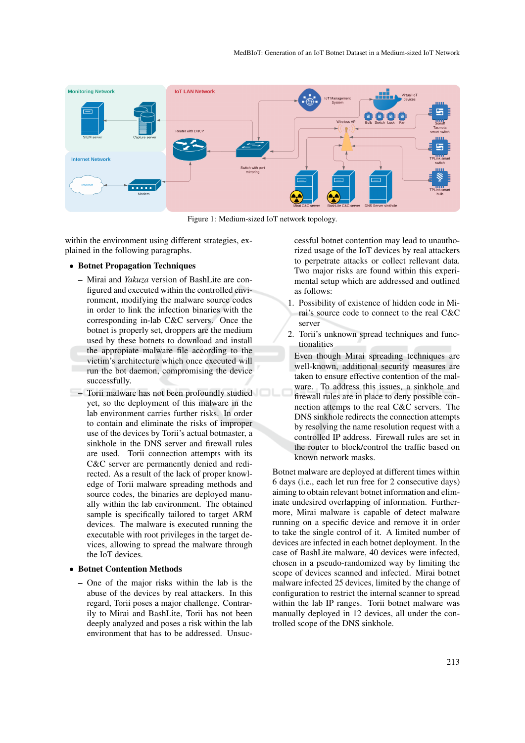Figure 1: Medium-sized IoT network topology.

within the environment using different strategies, explained in the following paragraphs.

- **Botnet Propagation Techniques**
  - Mirai and *Yakuza* version of BashLite are configured and executed within the controlled environment, modifying the malware source codes in order to link the infection binaries with the corresponding in-lab C&C servers. Once the botnet is properly set, droppers are the medium used by these botnets to download and install the appropiate malware file according to the victim's architecture which once executed will run the bot daemon, compromising the device successfully.
  - Torii malware has not been profoundly studied yet, so the deployment of this malware in the lab environment carries further risks. In order to contain and eliminate the risks of improper use of the devices by Torii's actual botmaster, a sinkhole in the DNS server and firewall rules are used. Torii connection attempts with its C&C server are permanently denied and redirected. As a result of the lack of proper knowledge of Torii malware spreading methods and source codes, the binaries are deployed manually within the lab environment. The obtained sample is specifically tailored to target ARM devices. The malware is executed running the executable with root privileges in the target devices, allowing to spread the malware through the IoT devices.
- **Botnet Contention Methods**
  - One of the major risks within the lab is the abuse of the devices by real attackers. In this regard, Torii poses a major challenge. Contrarily to Mirai and BashLite, Torii has not been deeply analyzed and poses a risk within the lab environment that has to be addressed. Unsuccessful botnet contention may lead to unauthorized usage of the IoT devices by real attackers to perpetrate attacks or collect rellevant data. Two major risks are found within this experimental setup which are addressed and outlined as follows:
    1. Possibility of existence of hidden code in Mirai's source code to connect to the real C&C server
    2. Torii's unknown spread techniques and functionalities

    Even though Mirai spreading techniques are well-known, additional security measures are taken to ensure effective contention of the malware. To address this issues, a sinkhole and firewall rules are in place to deny possible connection attempts to the real C&C servers. The DNS sinkhole redirects the connection attempts by resolving the name resolution request with a controlled IP address. Firewall rules are set in the router to block/control the traffic based on known network masks.

Botnet malware are deployed at different times within 6 days (i.e., each let run free for 2 consecutive days) aiming to obtain relevant botnet information and eliminate undesired overlapping of information. Furthermore, Mirai malware is capable of detect malware running on a specific device and remove it in order to take the single control of it. A limited number of devices are scanned and infected in each botnet deployment. In the case of BashLite malware, 40 devices were infected, chosen in a pseudo-randomized way by limiting the scope of devices scanned and infected. Mirai botnet malware infected 25 devices, limited by the change of configuration to restrict the internal scanner to spread within the lab IP ranges. Torii botnet malware was manually deployed in 12 devices, all under the controlled scope of the DNS sinkhole.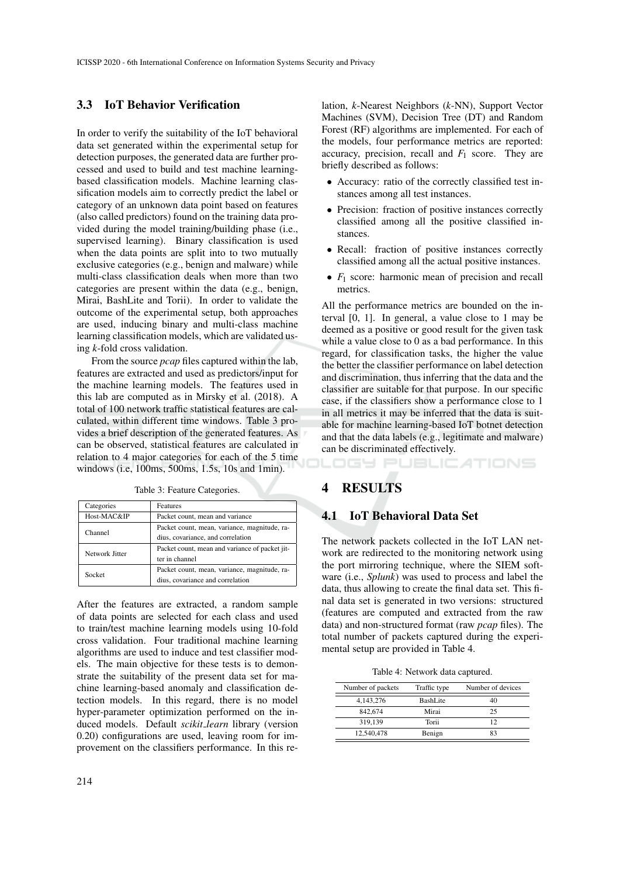### 3.3 IoT Behavior Verification

In order to verify the suitability of the IoT behavioral data set generated within the experimental setup for detection purposes, the generated data are further processed and used to build and test machine learning-based classification models. Machine learning classification models aim to correctly predict the label or category of an unknown data point based on features (also called predictors) found on the training data provided during the model training/building phase (i.e., supervised learning). Binary classification is used when the data points are split into to two mutually exclusive categories (e.g., benign and malware) while multi-class classification deals when more than two categories are present within the data (e.g., benign, Mirai, BashLite and Torii). In order to validate the outcome of the experimental setup, both approaches are used, inducing binary and multi-class machine learning classification models, which are validated using $k$-fold cross validation.

From the source *pcap* files captured within the lab, features are extracted and used as predictors/input for the machine learning models. The features used in this lab are computed as in Mirsky et al. (2018). A total of 100 network traffic statistical features are calculated, within different time windows. Table 3 provides a brief description of the generated features. As can be observed, statistical features are calculated in relation to 4 major categories for each of the 5 time windows (i.e, 100ms, 500ms, 1.5s, 10s and 1min).

Table 3: Feature Categories.

| Categories | Features |
| --- | --- |
| Host-MAC&IP | Packet count, mean and variance |
| Channel | Packet count, mean, variance, magnitude, radius, covariance, and correlation |
| Network Jitter | Packet count, mean and variance of packet jitter in channel |
| Socket | Packet count, mean, variance, magnitude, radius, covariance and correlation |

After the features are extracted, a random sample of data points are selected for each class and used to train/test machine learning models using 10-fold cross validation. Four traditional machine learning algorithms are used to induce and test classifier models. The main objective for these tests is to demonstrate the suitability of the present data set for machine learning-based anomaly and classification detection models. In this regard, there is no model hyper-parameter optimization performed on the induced models. Default *scikit_learn* library (version 0.20) configurations are used, leaving room for improvement on the classifiers performance. In this relation, $k$-Nearest Neighbors ($k$-NN), Support Vector Machines (SVM), Decision Tree (DT) and Random Forest (RF) algorithms are implemented. For each of the models, four performance metrics are reported: accuracy, precision, recall and $F_1$ score. They are briefly described as follows:

- Accuracy: ratio of the correctly classified test instances among all test instances.
- Precision: fraction of positive instances correctly classified among all the positive classified instances.
- Recall: fraction of positive instances correctly classified among all the actual positive instances.
- $F_1$ score: harmonic mean of precision and recall metrics.

All the performance metrics are bounded on the interval [0, 1]. In general, a value close to 1 may be deemed as a positive or good result for the given task while a value close to 0 as a bad performance. In this regard, for classification tasks, the higher the value the better the classifier performance on label detection and discrimination, thus inferring that the data and the classifier are suitable for that purpose. In our specific case, if the classifiers show a performance close to 1 in all metrics it may be inferred that the data is suitable for machine learning-based IoT botnet detection and that the data labels (e.g., legitimate and malware) can be discriminated effectively.

## 4 RESULTS

### 4.1 IoT Behavioral Data Set

The network packets collected in the IoT LAN network are redirected to the monitoring network using the port mirroring technique, where the SIEM software (i.e., *Splunk*) was used to process and label the data, thus allowing to create the final data set. This final data set is generated in two versions: structured (features are computed and extracted from the raw data) and non-structured format (raw *pcap* files). The total number of packets captured during the experimental setup are provided in Table 4.

Table 4: Network data captured.

| Number of packets | Traffic type | Number of devices |
| --- | --- | --- |
| 4,143,276 | BashLite | 40 |
| 842,674 | Mirai | 25 |
| 319,139 | Torii | 12 |
| 12,540,478 | Benign | 83 |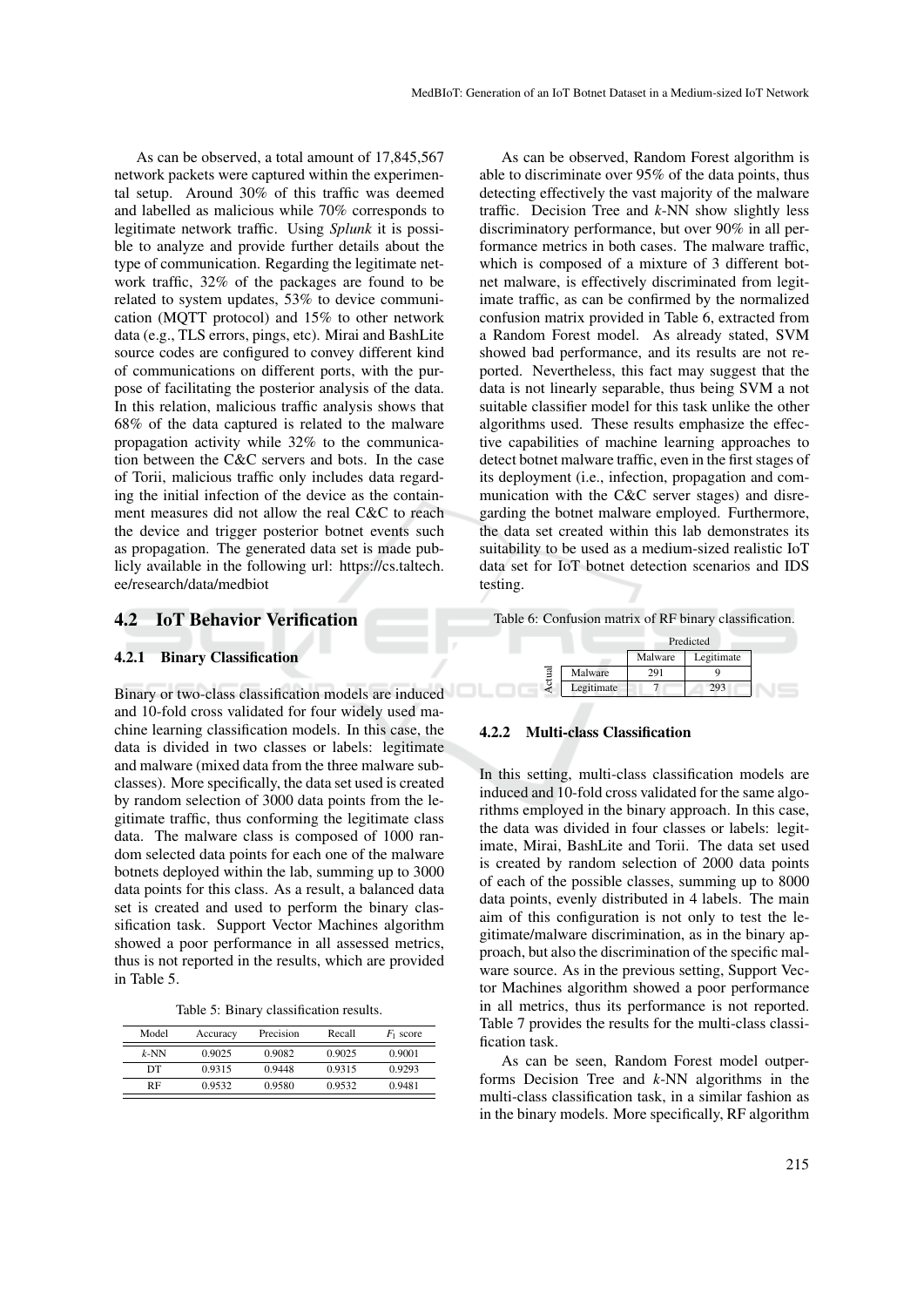As can be observed, a total amount of 17,845,567 network packets were captured within the experimental setup. Around 30% of this traffic was deemed and labelled as malicious while 70% corresponds to legitimate network traffic. Using *Splunk* it is possible to analyze and provide further details about the type of communication. Regarding the legitimate network traffic, 32% of the packages are found to be related to system updates, 53% to device communication (MQTT protocol) and 15% to other network data (e.g., TLS errors, pings, etc). Mirai and BashLite source codes are configured to convey different kind of communications on different ports, with the purpose of facilitating the posterior analysis of the data. In this relation, malicious traffic analysis shows that 68% of the data captured is related to the malware propagation activity while 32% to the communication between the C&C servers and bots. In the case of Torii, malicious traffic only includes data regarding the initial infection of the device as the containment measures did not allow the real C&C to reach the device and trigger posterior botnet events such as propagation. The generated data set is made publicly available in the following url: https://cs.taltech.ee/research/data/medbiot

## 4.2 IoT Behavior Verification

### 4.2.1 Binary Classification

Binary or two-class classification models are induced and 10-fold cross validated for four widely used machine learning classification models. In this case, the data is divided in two classes or labels: legitimate and malware (mixed data from the three malware subclasses). More specifically, the data set used is created by random selection of 3000 data points from the legitimate traffic, thus conforming the legitimate class data. The malware class is composed of 1000 random selected data points for each one of the malware botnets deployed within the lab, summing up to 3000 data points for this class. As a result, a balanced data set is created and used to perform the binary classification task. Support Vector Machines algorithm showed a poor performance in all assessed metrics, thus is not reported in the results, which are provided in Table 5.

Table 5: Binary classification results.

| Model | Accuracy | Precision | Recall | $F_1$ score |
|---|---|---|---|---|
| $k$-NN | 0.9025 | 0.9082 | 0.9025 | 0.9001 |
| DT | 0.9315 | 0.9448 | 0.9315 | 0.9293 |
| RF | 0.9532 | 0.9580 | 0.9532 | 0.9481 |

As can be observed, Random Forest algorithm is able to discriminate over 95% of the data points, thus detecting effectively the vast majority of the malware traffic. Decision Tree and $k$-NN show slightly less discriminatory performance, but over 90% in all performance metrics in both cases. The malware traffic, which is composed of a mixture of 3 different botnet malware, is effectively discriminated from legitimate traffic, as can be confirmed by the normalized confusion matrix provided in Table 6, extracted from a Random Forest model. As already stated, SVM showed bad performance, and its results are not reported. Nevertheless, this fact may suggest that the data is not linearly separable, thus being SVM a not suitable classifier model for this task unlike the other algorithms used. These results emphasize the effective capabilities of machine learning approaches to detect botnet malware traffic, even in the first stages of its deployment (i.e., infection, propagation and communication with the C&C server stages) and disregarding the botnet malware employed. Furthermore, the data set created within this lab demonstrates its suitability to be used as a medium-sized realistic IoT data set for IoT botnet detection scenarios and IDS testing.

Table 6: Confusion matrix of RF binary classification.

| | | Predicted | |
|---|---|---|---|
| | | Malware | Legitimate |
| Actual | Malware | 291 | 9 |
| | Legitimate | 7 | 293 |

### 4.2.2 Multi-class Classification

In this setting, multi-class classification models are induced and 10-fold cross validated for the same algorithms employed in the binary approach. In this case, the data was divided in four classes or labels: legitimate, Mirai, BashLite and Torii. The data set used is created by random selection of 2000 data points of each of the possible classes, summing up to 8000 data points, evenly distributed in 4 labels. The main aim of this configuration is not only to test the legitimate/malware discrimination, as in the binary approach, but also the discrimination of the specific malware source. As in the previous setting, Support Vector Machines algorithm showed a poor performance in all metrics, thus its performance is not reported. Table 7 provides the results for the multi-class classification task.

As can be seen, Random Forest model outperforms Decision Tree and $k$-NN algorithms in the multi-class classification task, in a similar fashion as in the binary models. More specifically, RF algorithm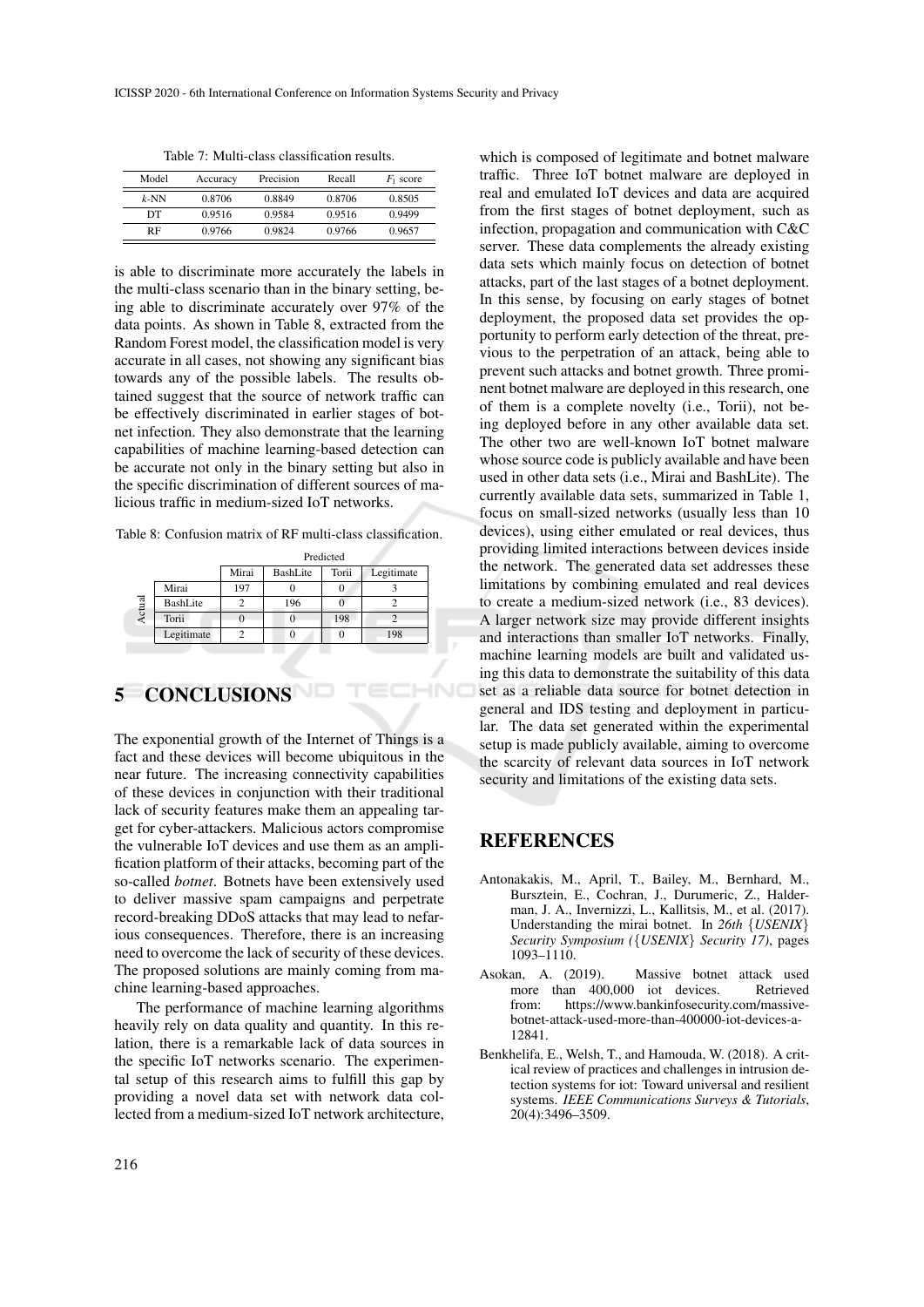Table 7: Multi-class classification results.

| Model | Accuracy | Precision | Recall | $F_1$ score |
|---|---|---|---|---|
| $k$-NN | 0.8706 | 0.8849 | 0.8706 | 0.8505 |
| DT | 0.9516 | 0.9584 | 0.9516 | 0.9499 |
| RF | 0.9766 | 0.9824 | 0.9766 | 0.9657 |

is able to discriminate more accurately the labels in the multi-class scenario than in the binary setting, being able to discriminate accurately over 97% of the data points. As shown in Table 8, extracted from the Random Forest model, the classification model is very accurate in all cases, not showing any significant bias towards any of the possible labels. The results obtained suggest that the source of network traffic can be effectively discriminated in earlier stages of botnet infection. They also demonstrate that the learning capabilities of machine learning-based detection can be accurate not only in the binary setting but also in the specific discrimination of different sources of malicious traffic in medium-sized IoT networks.

Table 8: Confusion matrix of RF multi-class classification.

| | | Predicted | | | |
|---|---|---|---|---|---|
| | | Mirai | BashLite | Torii | Legitimate |
| Actual | Mirai | 197 | 0 | 0 | 3 |
| | BashLite | 2 | 196 | 0 | 2 |
| | Torii | 0 | 0 | 198 | 2 |
| | Legitimate | 2 | 0 | 0 | 198 |

## 5 CONCLUSIONS

The exponential growth of the Internet of Things is a fact and these devices will become ubiquitous in the near future. The increasing connectivity capabilities of these devices in conjunction with their traditional lack of security features make them an appealing target for cyber-attackers. Malicious actors compromise the vulnerable IoT devices and use them as an amplification platform of their attacks, becoming part of the so-called *botnet*. Botnets have been extensively used to deliver massive spam campaigns and perpetrate record-breaking DDoS attacks that may lead to nefarious consequences. Therefore, there is an increasing need to overcome the lack of security of these devices. The proposed solutions are mainly coming from machine learning-based approaches.

The performance of machine learning algorithms heavily rely on data quality and quantity. In this relation, there is a remarkable lack of data sources in the specific IoT networks scenario. The experimental setup of this research aims to fulfill this gap by providing a novel data set with network data collected from a medium-sized IoT network architecture, which is composed of legitimate and botnet malware traffic. Three IoT botnet malware are deployed in real and emulated IoT devices and data are acquired from the first stages of botnet deployment, such as infection, propagation and communication with C&C server. These data complements the already existing data sets which mainly focus on detection of botnet attacks, part of the last stages of a botnet deployment. In this sense, by focusing on early stages of botnet deployment, the proposed data set provides the opportunity to perform early detection of the threat, previous to the perpetration of an attack, being able to prevent such attacks and botnet growth. Three prominent botnet malware are deployed in this research, one of them is a complete novelty (i.e., Torii), not being deployed before in any other available data set. The other two are well-known IoT botnet malware whose source code is publicly available and have been used in other data sets (i.e., Mirai and BashLite). The currently available data sets, summarized in Table 1, focus on small-sized networks (usually less than 10 devices), using either emulated or real devices, thus providing limited interactions between devices inside the network. The generated data set addresses these limitations by combining emulated and real devices to create a medium-sized network (i.e., 83 devices). A larger network size may provide different insights and interactions than smaller IoT networks. Finally, machine learning models are built and validated using this data to demonstrate the suitability of this data set as a reliable data source for botnet detection in general and IDS testing and deployment in particular. The data set generated within the experimental setup is made publicly available, aiming to overcome the scarcity of relevant data sources in IoT network security and limitations of the existing data sets.

## REFERENCES

Antonakakis, M., April, T., Bailey, M., Bernhard, M., Bursztein, E., Cochran, J., Durumeric, Z., Halderman, J. A., Invernizzi, L., Kallitsis, M., et al. (2017). Understanding the mirai botnet. In *26th {USENIX} Security Symposium ({USENIX} Security 17)*, pages 1093–1110.

Asokan, A. (2019). Massive botnet attack used more than 400,000 iot devices. Retrieved from: https://www.bankinfosecurity.com/massive-botnet-attack-used-more-than-400000-iot-devices-a-12841.

Benkhelifa, E., Welsh, T., and Hamouda, W. (2018). A critical review of practices and challenges in intrusion detection systems for iot: Toward universal and resilient systems. *IEEE Communications Surveys & Tutorials*, 20(4):3496–3509.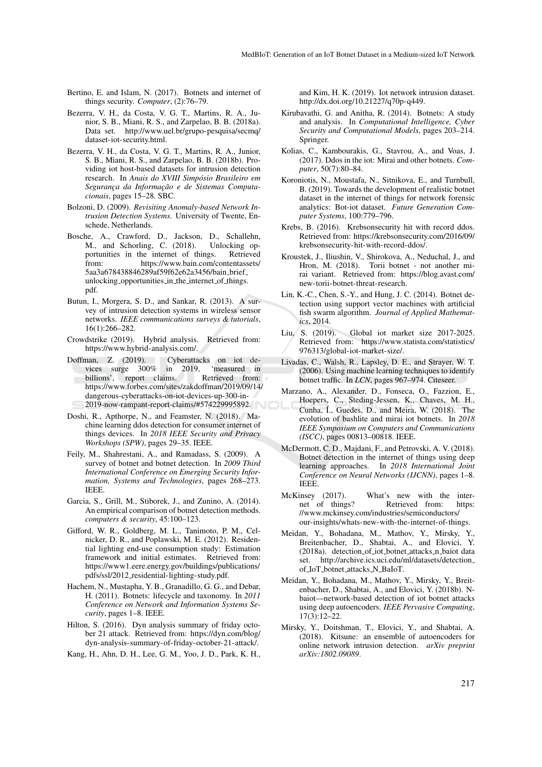Bertino, E. and Islam, N. (2017). Botnets and internet of things security. *Computer*, (2):76–79.

Bezerra, V. H., da Costa, V. G. T., Martins, R. A., Junior, S. B., Miani, R. S., and Zarpelao, B. B. (2018a). Data set. http://www.uel.br/grupo-pesquisa/secmq/dataset-iot-security.html.

Bezerra, V. H., da Costa, V. G. T., Martins, R. A., Junior, S. B., Miani, R. S., and Zarpelao, B. B. (2018b). Providing iot host-based datasets for intrusion detection research. In *Anais do XVIII Simpósio Brasileiro em Segurança da Informação e de Sistemas Computacionais*, pages 15–28. SBC.

Bolzoni, D. (2009). *Revisiting Anomaly-based Network Intrusion Detection Systems.* University of Twente, Enschede, Netherlands.

Bosche, A., Crawford, D., Jackson, D., Schallehn, M., and Schorling, C. (2018). Unlocking opportunities in the internet of things. Retrieved from: https://www.bain.com/contentassets/5aa3a678438846289af59f62e62a3456/bain_brief_unlocking_opportunities_in_the_internet_of_things.pdf.

Butun, I., Morgera, S. D., and Sankar, R. (2013). A survey of intrusion detection systems in wireless sensor networks. *IEEE communications surveys & tutorials*, 16(1):266–282.

Crowdstrike (2019). Hybrid analysis. Retrieved from: https://www.hybrid-analysis.com/.

Doffman, Z. (2019). Cyberattacks on iot devices surge 300% in 2019, 'measured in billions', report claims. Retrieved from: https://www.forbes.com/sites/zakdoffman/2019/09/14/dangerous-cyberattacks-on-iot-devices-up-300-in-2019-now-rampant-report-claims/#574229995892.

Doshi, R., Apthorpe, N., and Feamster, N. (2018). Machine learning ddos detection for consumer internet of things devices. In *2018 IEEE Security and Privacy Workshops (SPW)*, pages 29–35. IEEE.

Feily, M., Shahrestani, A., and Ramadass, S. (2009). A survey of botnet and botnet detection. In *2009 Third International Conference on Emerging Security Information, Systems and Technologies*, pages 268–273. IEEE.

Garcia, S., Grill, M., Stiborek, J., and Zunino, A. (2014). An empirical comparison of botnet detection methods. *computers & security*, 45:100–123.

Gifford, W. R., Goldberg, M. L., Tanimoto, P. M., Celnicker, D. R., and Poplawski, M. E. (2012). Residential lighting end-use consumption study: Estimation framework and initial estimates. Retrieved from: https://www1.eere.energy.gov/buildings/publications/pdfs/ssl/2012_residential-lighting-study.pdf.

Hachem, N., Mustapha, Y. B., Granadillo, G. G., and Debar, H. (2011). Botnets: lifecycle and taxonomy. In *2011 Conference on Network and Information Systems Security*, pages 1–8. IEEE.

Hilton, S. (2016). Dyn analysis summary of friday october 21 attack. Retrieved from: https://dyn.com/blog/dyn-analysis-summary-of-friday-october-21-attack/.

Kang, H., Ahn, D. H., Lee, G. M., Yoo, J. D., Park, K. H., and Kim, H. K. (2019). Iot network intrusion dataset. http://dx.doi.org/10.21227/q70p-q449.

Kirubavathi, G. and Anitha, R. (2014). Botnets: A study and analysis. In *Computational Intelligence, Cyber Security and Computational Models*, pages 203–214. Springer.

Kolias, C., Kambourakis, G., Stavrou, A., and Voas, J. (2017). Ddos in the iot: Mirai and other botnets. *Computer*, 50(7):80–84.

Koroniotis, N., Moustafa, N., Sitnikova, E., and Turnbull, B. (2019). Towards the development of realistic botnet dataset in the internet of things for network forensic analytics: Bot-iot dataset. *Future Generation Computer Systems*, 100:779–796.

Krebs, B. (2016). Krebsonsecurity hit with record ddos. Retrieved from: https://krebsonsecurity.com/2016/09/krebsonsecurity-hit-with-record-ddos/.

Kroustek, J., Iliushin, V., Shirokova, A., Neduchal, J., and Hron, M. (2018). Torii botnet - not another mirai variant. Retrieved from: https://blog.avast.com/new-torii-botnet-threat-research.

Lin, K.-C., Chen, S.-Y., and Hung, J. C. (2014). Botnet detection using support vector machines with artificial fish swarm algorithm. *Journal of Applied Mathematics*, 2014.

Liu, S. (2019). Global iot market size 2017-2025. Retrieved from: https://www.statista.com/statistics/976313/global-iot-market-size/.

Livadas, C., Walsh, R., Lapsley, D. E., and Strayer, W. T. (2006). Using machine learning techniques to identify botnet traffic. In *LCN*, pages 967–974. Citeseer.

Marzano, A., Alexander, D., Fonseca, O., Fazzion, E., Hoepers, C., Steding-Jessen, K., Chaves, M. H., Cunha, Í., Guedes, D., and Meira, W. (2018). The evolution of bashlite and mirai iot botnets. In *2018 IEEE Symposium on Computers and Communications (ISCC)*, pages 00813–00818. IEEE.

McDermott, C. D., Majdani, F., and Petrovski, A. V. (2018). Botnet detection in the internet of things using deep learning approaches. In *2018 International Joint Conference on Neural Networks (IJCNN)*, pages 1–8. IEEE.

McKinsey (2017). What's new with the internet of things? Retrieved from: https://www.mckinsey.com/industries/semiconductors/our-insights/whats-new-with-the-internet-of-things.

Meidan, Y., Bohadana, M., Mathov, Y., Mirsky, Y., Breitenbacher, D., Shabtai, A., and Elovici, Y. (2018a). detection_of_iot_botnet_attacks_n_baiot data set. http://archive.ics.uci.edu/ml/datasets/detection_of_IoT_botnet_attacks_N_BaIoT.

Meidan, Y., Bohadana, M., Mathov, Y., Mirsky, Y., Breitenbacher, D., Shabtai, A., and Elovici, Y. (2018b). N-baiot—network-based detection of iot botnet attacks using deep autoencoders. *IEEE Pervasive Computing*, 17(3):12–22.

Mirsky, Y., Doitshman, T., Elovici, Y., and Shabtai, A. (2018). Kitsune: an ensemble of autoencoders for online network intrusion detection. *arXiv preprint arXiv:1802.09089*.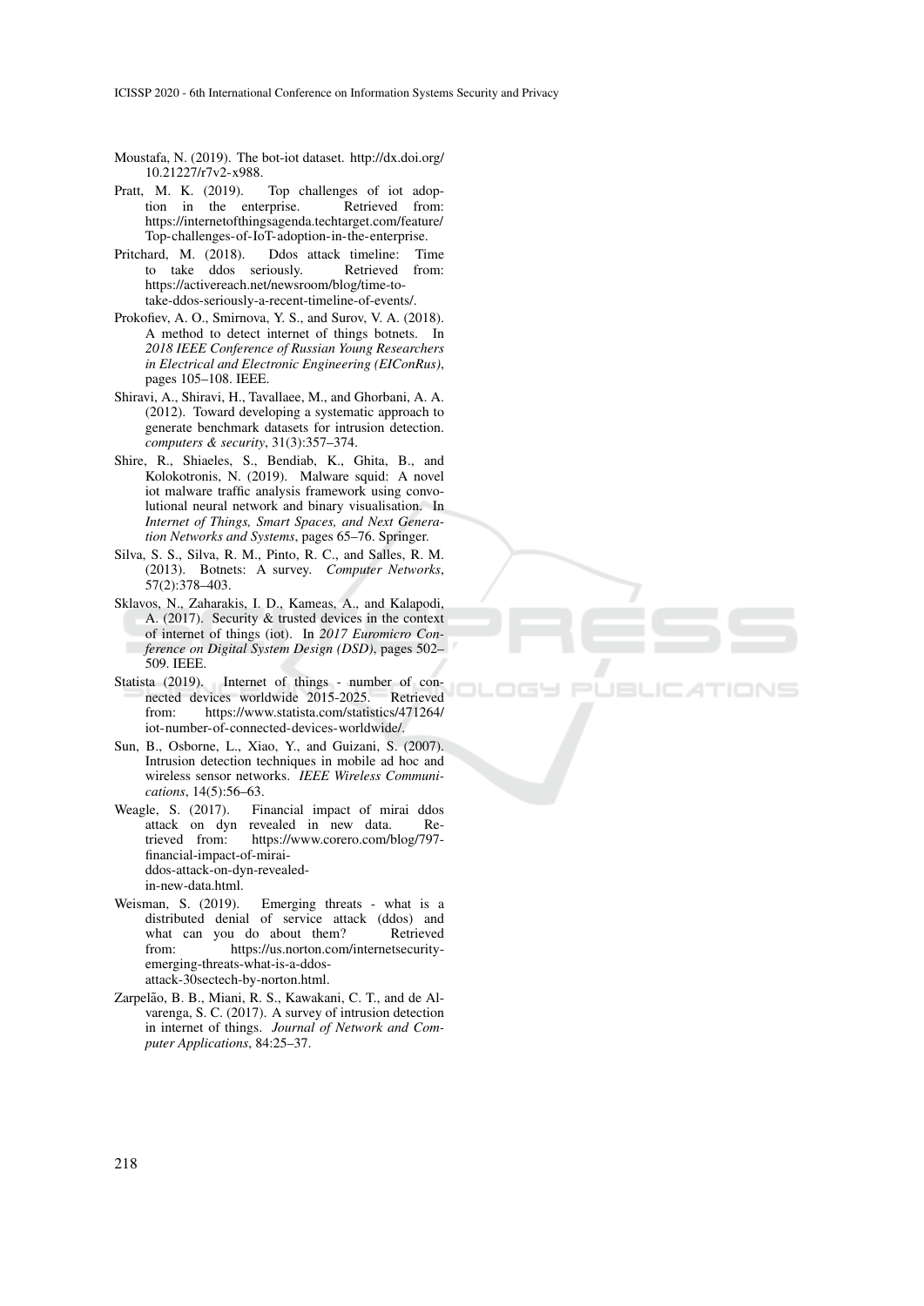Moustafa, N. (2019). The bot-iot dataset. http://dx.doi.org/10.21227/r7v2-x988.

Pratt, M. K. (2019). Top challenges of iot adoption in the enterprise. Retrieved from: https://internetofthingsagenda.techtarget.com/feature/Top-challenges-of-IoT-adoption-in-the-enterprise.

Pritchard, M. (2018). Ddos attack timeline: Time to take ddos seriously. Retrieved from: https://activereach.net/newsroom/blog/time-to-take-ddos-seriously-a-recent-timeline-of-events/.

Prokofiev, A. O., Smirnova, Y. S., and Surov, V. A. (2018). A method to detect internet of things botnets. In *2018 IEEE Conference of Russian Young Researchers in Electrical and Electronic Engineering (EIConRus)*, pages 105–108. IEEE.

Shiravi, A., Shiravi, H., Tavallaee, M., and Ghorbani, A. A. (2012). Toward developing a systematic approach to generate benchmark datasets for intrusion detection. *computers & security*, 31(3):357–374.

Shire, R., Shiaeles, S., Bendiab, K., Ghita, B., and Kolokotronis, N. (2019). Malware squid: A novel iot malware traffic analysis framework using convolutional neural network and binary visualisation. In *Internet of Things, Smart Spaces, and Next Generation Networks and Systems*, pages 65–76. Springer.

Silva, S. S., Silva, R. M., Pinto, R. C., and Salles, R. M. (2013). Botnets: A survey. *Computer Networks*, 57(2):378–403.

Sklavos, N., Zaharakis, I. D., Kameas, A., and Kalapodi, A. (2017). Security & trusted devices in the context of internet of things (iot). In *2017 Euromicro Conference on Digital System Design (DSD)*, pages 502–509. IEEE.

Statista (2019). Internet of things - number of connected devices worldwide 2015-2025. Retrieved from: https://www.statista.com/statistics/471264/iot-number-of-connected-devices-worldwide/.

Sun, B., Osborne, L., Xiao, Y., and Guizani, S. (2007). Intrusion detection techniques in mobile ad hoc and wireless sensor networks. *IEEE Wireless Communications*, 14(5):56–63.

Weagle, S. (2017). Financial impact of mirai ddos attack on dyn revealed in new data. Retrieved from: https://www.corero.com/blog/797-financial-impact-of-mirai-ddos-attack-on-dyn-revealed-in-new-data.html.

Weisman, S. (2019). Emerging threats - what is a distributed denial of service attack (ddos) and what can you do about them? Retrieved from: https://us.norton.com/internetsecurity-emerging-threats-what-is-a-ddos-attack-30sectech-by-norton.html.

Zarpelão, B. B., Miani, R. S., Kawakani, C. T., and de Alvarenga, S. C. (2017). A survey of intrusion detection in internet of things. *Journal of Network and Computer Applications*, 84:25–37.